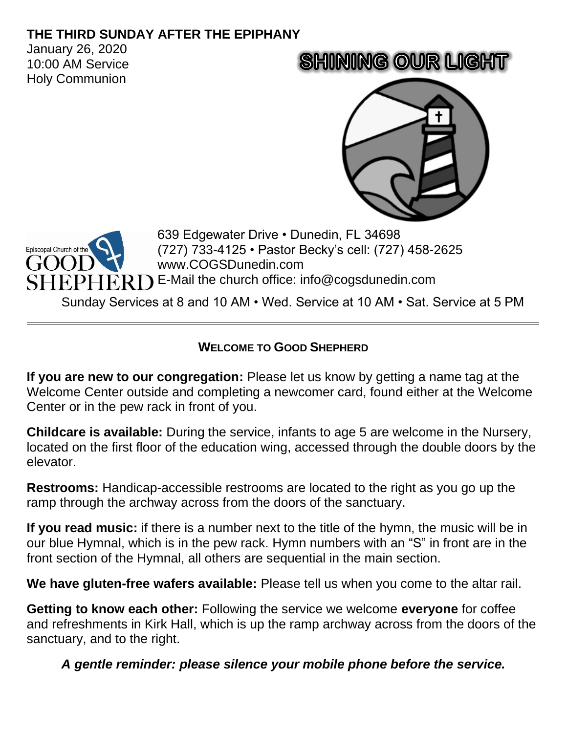**THE THIRD SUNDAY AFTER THE EPIPHANY**

January 26, 2020
10:00 AM Service
Holy Communion

# SHINING OUR LIGHT

Episcopal Church of the GOOD SHEPHERD

639 Edgewater Drive • Dunedin, FL 34698
(727) 733-4125 • Pastor Becky's cell: (727) 458-2625
www.COGSDunedin.com
E-Mail the church office: info@cogsdunedin.com

Sunday Services at 8 and 10 AM • Wed. Service at 10 AM • Sat. Service at 5 PM

---

## WELCOME TO GOOD SHEPHERD

**If you are new to our congregation:** Please let us know by getting a name tag at the Welcome Center outside and completing a newcomer card, found either at the Welcome Center or in the pew rack in front of you.

**Childcare is available:** During the service, infants to age 5 are welcome in the Nursery, located on the first floor of the education wing, accessed through the double doors by the elevator.

**Restrooms:** Handicap-accessible restrooms are located to the right as you go up the ramp through the archway across from the doors of the sanctuary.

**If you read music:** if there is a number next to the title of the hymn, the music will be in our blue Hymnal, which is in the pew rack. Hymn numbers with an "S" in front are in the front section of the Hymnal, all others are sequential in the main section.

**We have gluten-free wafers available:** Please tell us when you come to the altar rail.

**Getting to know each other:** Following the service we welcome **everyone** for coffee and refreshments in Kirk Hall, which is up the ramp archway across from the doors of the sanctuary, and to the right.

***A gentle reminder: please silence your mobile phone before the service.***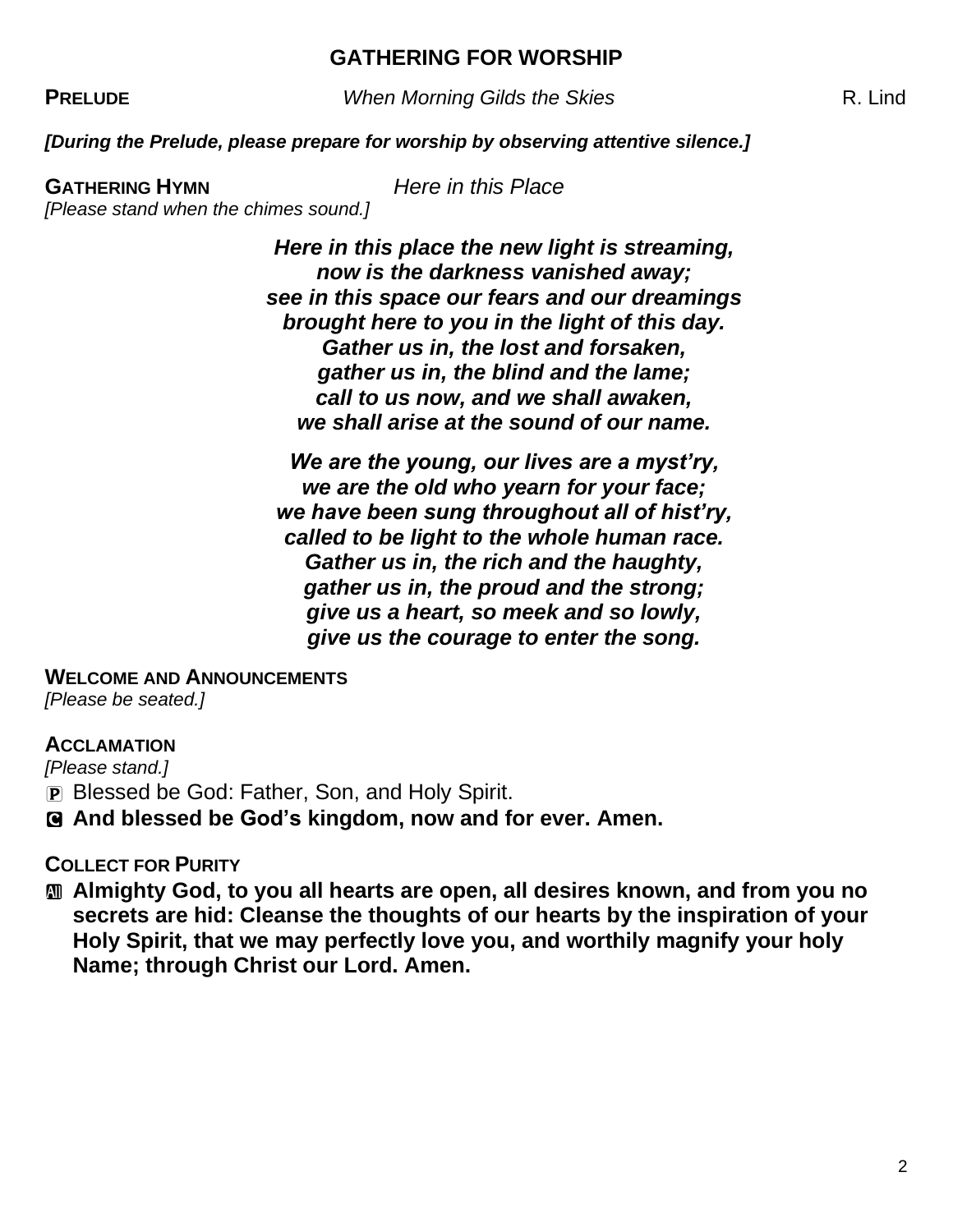## GATHERING FOR WORSHIP

**PRELUDE** *When Morning Gilds the Skies* R. Lind

***[During the Prelude, please prepare for worship by observing attentive silence.]***

**GATHERING HYMN** *Here in this Place*
*[Please stand when the chimes sound.]*

***Here in this place the new light is streaming,***
***now is the darkness vanished away;***
***see in this space our fears and our dreamings***
***brought here to you in the light of this day.***
***Gather us in, the lost and forsaken,***
***gather us in, the blind and the lame;***
***call to us now, and we shall awaken,***
***we shall arise at the sound of our name.***

***We are the young, our lives are a myst'ry,***
***we are the old who yearn for your face;***
***we have been sung throughout all of hist'ry,***
***called to be light to the whole human race.***
***Gather us in, the rich and the haughty,***
***gather us in, the proud and the strong;***
***give us a heart, so meek and so lowly,***
***give us the courage to enter the song.***

**WELCOME AND ANNOUNCEMENTS**
*[Please be seated.]*

**ACCLAMATION**
*[Please stand.]*

P Blessed be God: Father, Son, and Holy Spirit.

C **And blessed be God's kingdom, now and for ever. Amen.**

**COLLECT FOR PURITY**

All **Almighty God, to you all hearts are open, all desires known, and from you no secrets are hid: Cleanse the thoughts of our hearts by the inspiration of your Holy Spirit, that we may perfectly love you, and worthily magnify your holy Name; through Christ our Lord. Amen.**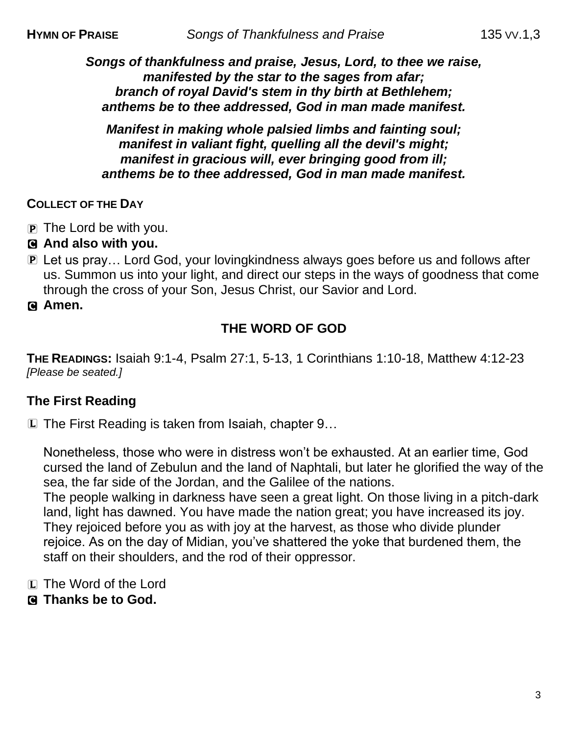**HYMN OF PRAISE** *Songs of Thankfulness and Praise* 135 vv.1,3

***Songs of thankfulness and praise, Jesus, Lord, to thee we raise,***
***manifested by the star to the sages from afar;***
***branch of royal David's stem in thy birth at Bethlehem;***
***anthems be to thee addressed, God in man made manifest.***

***Manifest in making whole palsied limbs and fainting soul;***
***manifest in valiant fight, quelling all the devil's might;***
***manifest in gracious will, ever bringing good from ill;***
***anthems be to thee addressed, God in man made manifest.***

**COLLECT OF THE DAY**

P The Lord be with you.
**C And also with you.**
P Let us pray… Lord God, your lovingkindness always goes before us and follows after us. Summon us into your light, and direct our steps in the ways of goodness that come through the cross of your Son, Jesus Christ, our Savior and Lord.
**C Amen.**

## THE WORD OF GOD

**THE READINGS:** Isaiah 9:1-4, Psalm 27:1, 5-13, 1 Corinthians 1:10-18, Matthew 4:12-23
*[Please be seated.]*

### The First Reading

L The First Reading is taken from Isaiah, chapter 9…

Nonetheless, those who were in distress won't be exhausted. At an earlier time, God cursed the land of Zebulun and the land of Naphtali, but later he glorified the way of the sea, the far side of the Jordan, and the Galilee of the nations.
The people walking in darkness have seen a great light. On those living in a pitch-dark land, light has dawned. You have made the nation great; you have increased its joy. They rejoiced before you as with joy at the harvest, as those who divide plunder rejoice. As on the day of Midian, you've shattered the yoke that burdened them, the staff on their shoulders, and the rod of their oppressor.

L The Word of the Lord
**C Thanks be to God.**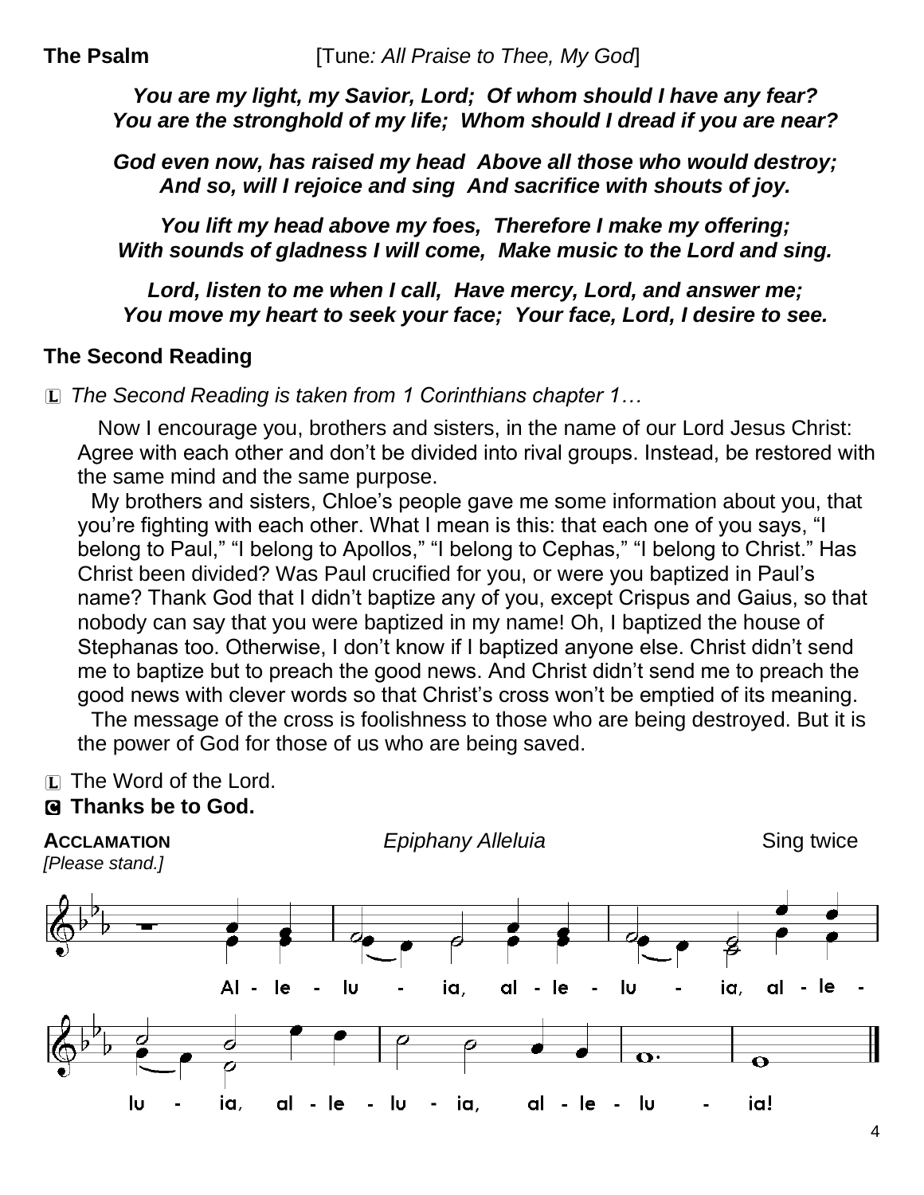**The Psalm** [Tune*: All Praise to Thee, My God*]

***You are my light, my Savior, Lord; Of whom should I have any fear?***
***You are the stronghold of my life; Whom should I dread if you are near?***

***God even now, has raised my head Above all those who would destroy;***
***And so, will I rejoice and sing And sacrifice with shouts of joy.***

***You lift my head above my foes, Therefore I make my offering;***
***With sounds of gladness I will come, Make music to the Lord and sing.***

***Lord, listen to me when I call, Have mercy, Lord, and answer me;***
***You move my heart to seek your face; Your face, Lord, I desire to see.***

## The Second Reading

L *The Second Reading is taken from 1 Corinthians chapter 1…*

Now I encourage you, brothers and sisters, in the name of our Lord Jesus Christ: Agree with each other and don't be divided into rival groups. Instead, be restored with the same mind and the same purpose.

My brothers and sisters, Chloe's people gave me some information about you, that you're fighting with each other. What I mean is this: that each one of you says, "I belong to Paul," "I belong to Apollos," "I belong to Cephas," "I belong to Christ." Has Christ been divided? Was Paul crucified for you, or were you baptized in Paul's name? Thank God that I didn't baptize any of you, except Crispus and Gaius, so that nobody can say that you were baptized in my name! Oh, I baptized the house of Stephanas too. Otherwise, I don't know if I baptized anyone else. Christ didn't send me to baptize but to preach the good news. And Christ didn't send me to preach the good news with clever words so that Christ's cross won't be emptied of its meaning.

The message of the cross is foolishness to those who are being destroyed. But it is the power of God for those of us who are being saved.

L The Word of the Lord.
**C Thanks be to God.**

**ACCLAMATION** *Epiphany Alleluia* Sing twice
*[Please stand.]*

Al - le - lu - ia, al - le - lu - ia, al - le - lu - ia, al - le - lu - ia, al - le - lu - ia!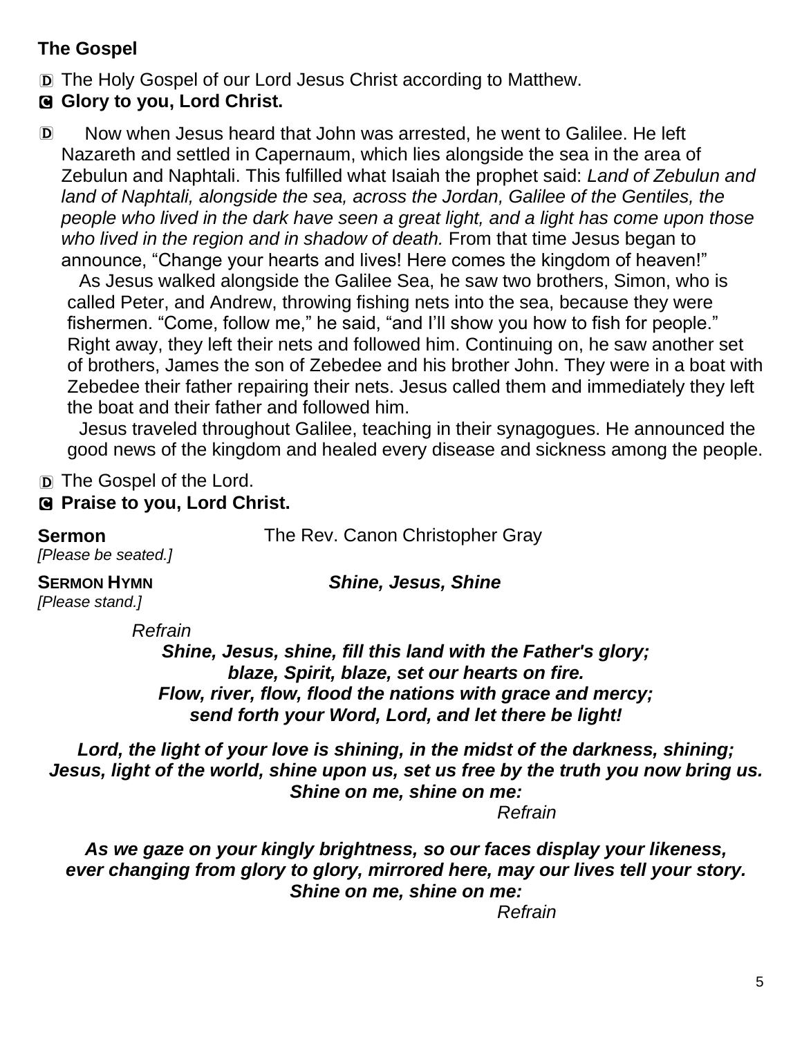**The Gospel**

D The Holy Gospel of our Lord Jesus Christ according to Matthew.

**C Glory to you, Lord Christ.**

D Now when Jesus heard that John was arrested, he went to Galilee. He left Nazareth and settled in Capernaum, which lies alongside the sea in the area of Zebulun and Naphtali. This fulfilled what Isaiah the prophet said: *Land of Zebulun and land of Naphtali, alongside the sea, across the Jordan, Galilee of the Gentiles, the people who lived in the dark have seen a great light, and a light has come upon those who lived in the region and in shadow of death.* From that time Jesus began to announce, “Change your hearts and lives! Here comes the kingdom of heaven!”

As Jesus walked alongside the Galilee Sea, he saw two brothers, Simon, who is called Peter, and Andrew, throwing fishing nets into the sea, because they were fishermen. “Come, follow me,” he said, “and I’ll show you how to fish for people.” Right away, they left their nets and followed him. Continuing on, he saw another set of brothers, James the son of Zebedee and his brother John. They were in a boat with Zebedee their father repairing their nets. Jesus called them and immediately they left the boat and their father and followed him.

Jesus traveled throughout Galilee, teaching in their synagogues. He announced the good news of the kingdom and healed every disease and sickness among the people.

D The Gospel of the Lord.

**C Praise to you, Lord Christ.**

**Sermon** The Rev. Canon Christopher Gray

*[Please be seated.]*

**SERMON HYMN** ***Shine, Jesus, Shine***

*[Please stand.]*

*Refrain*

***Shine, Jesus, shine, fill this land with the Father's glory;***
***blaze, Spirit, blaze, set our hearts on fire.***
***Flow, river, flow, flood the nations with grace and mercy;***
***send forth your Word, Lord, and let there be light!***

***Lord, the light of your love is shining, in the midst of the darkness, shining;***
***Jesus, light of the world, shine upon us, set us free by the truth you now bring us.***
***Shine on me, shine on me:***
*Refrain*

***As we gaze on your kingly brightness, so our faces display your likeness,***
***ever changing from glory to glory, mirrored here, may our lives tell your story.***
***Shine on me, shine on me:***
*Refrain*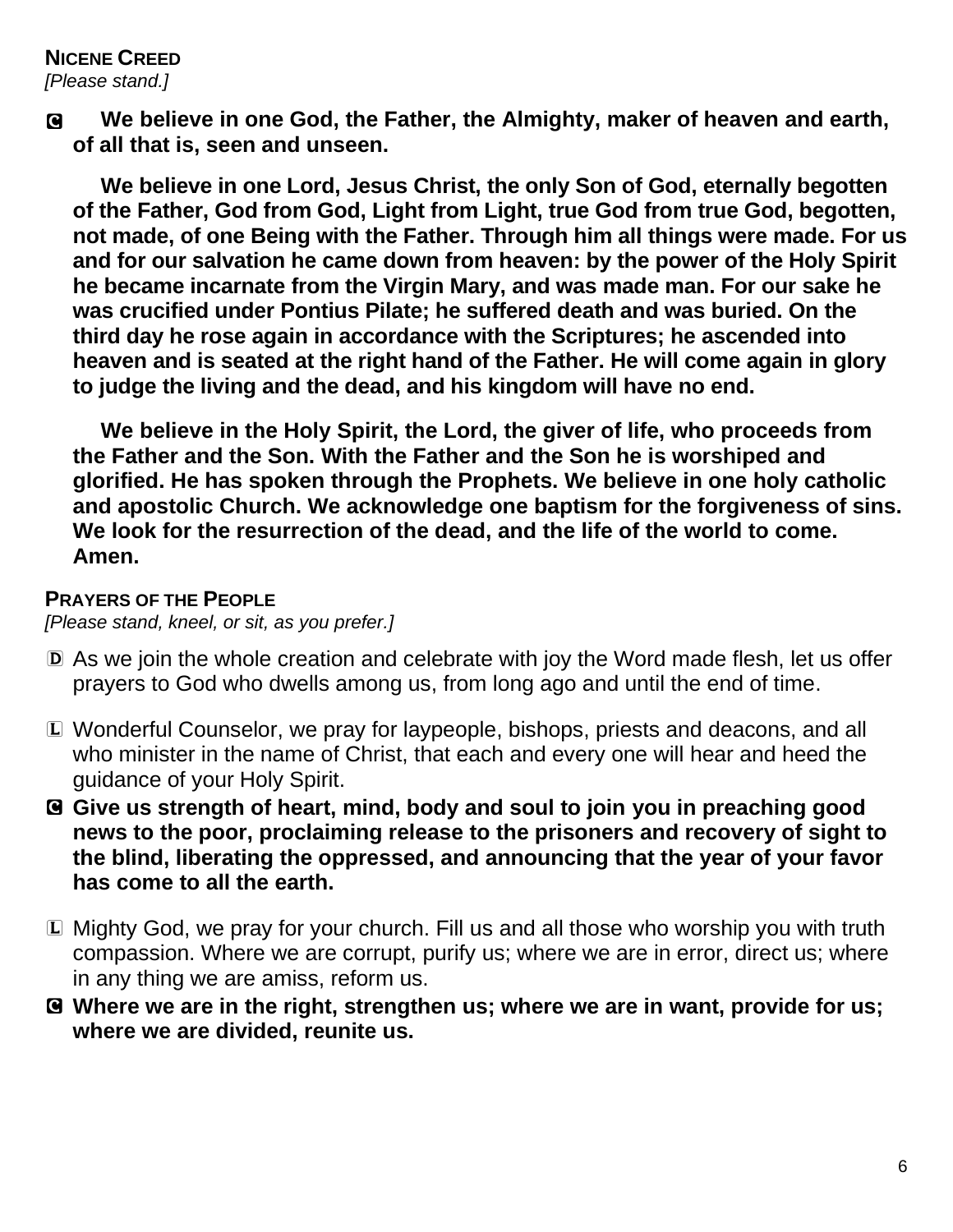**NICENE CREED**
*[Please stand.]*

C **We believe in one God, the Father, the Almighty, maker of heaven and earth, of all that is, seen and unseen.**

**We believe in one Lord, Jesus Christ, the only Son of God, eternally begotten of the Father, God from God, Light from Light, true God from true God, begotten, not made, of one Being with the Father. Through him all things were made. For us and for our salvation he came down from heaven: by the power of the Holy Spirit he became incarnate from the Virgin Mary, and was made man. For our sake he was crucified under Pontius Pilate; he suffered death and was buried. On the third day he rose again in accordance with the Scriptures; he ascended into heaven and is seated at the right hand of the Father. He will come again in glory to judge the living and the dead, and his kingdom will have no end.**

**We believe in the Holy Spirit, the Lord, the giver of life, who proceeds from the Father and the Son. With the Father and the Son he is worshiped and glorified. He has spoken through the Prophets. We believe in one holy catholic and apostolic Church. We acknowledge one baptism for the forgiveness of sins. We look for the resurrection of the dead, and the life of the world to come. Amen.**

**PRAYERS OF THE PEOPLE**
*[Please stand, kneel, or sit, as you prefer.]*

D As we join the whole creation and celebrate with joy the Word made flesh, let us offer prayers to God who dwells among us, from long ago and until the end of time.

L Wonderful Counselor, we pray for laypeople, bishops, priests and deacons, and all who minister in the name of Christ, that each and every one will hear and heed the guidance of your Holy Spirit.

C **Give us strength of heart, mind, body and soul to join you in preaching good news to the poor, proclaiming release to the prisoners and recovery of sight to the blind, liberating the oppressed, and announcing that the year of your favor has come to all the earth.**

L Mighty God, we pray for your church. Fill us and all those who worship you with truth compassion. Where we are corrupt, purify us; where we are in error, direct us; where in any thing we are amiss, reform us.

C **Where we are in the right, strengthen us; where we are in want, provide for us; where we are divided, reunite us.**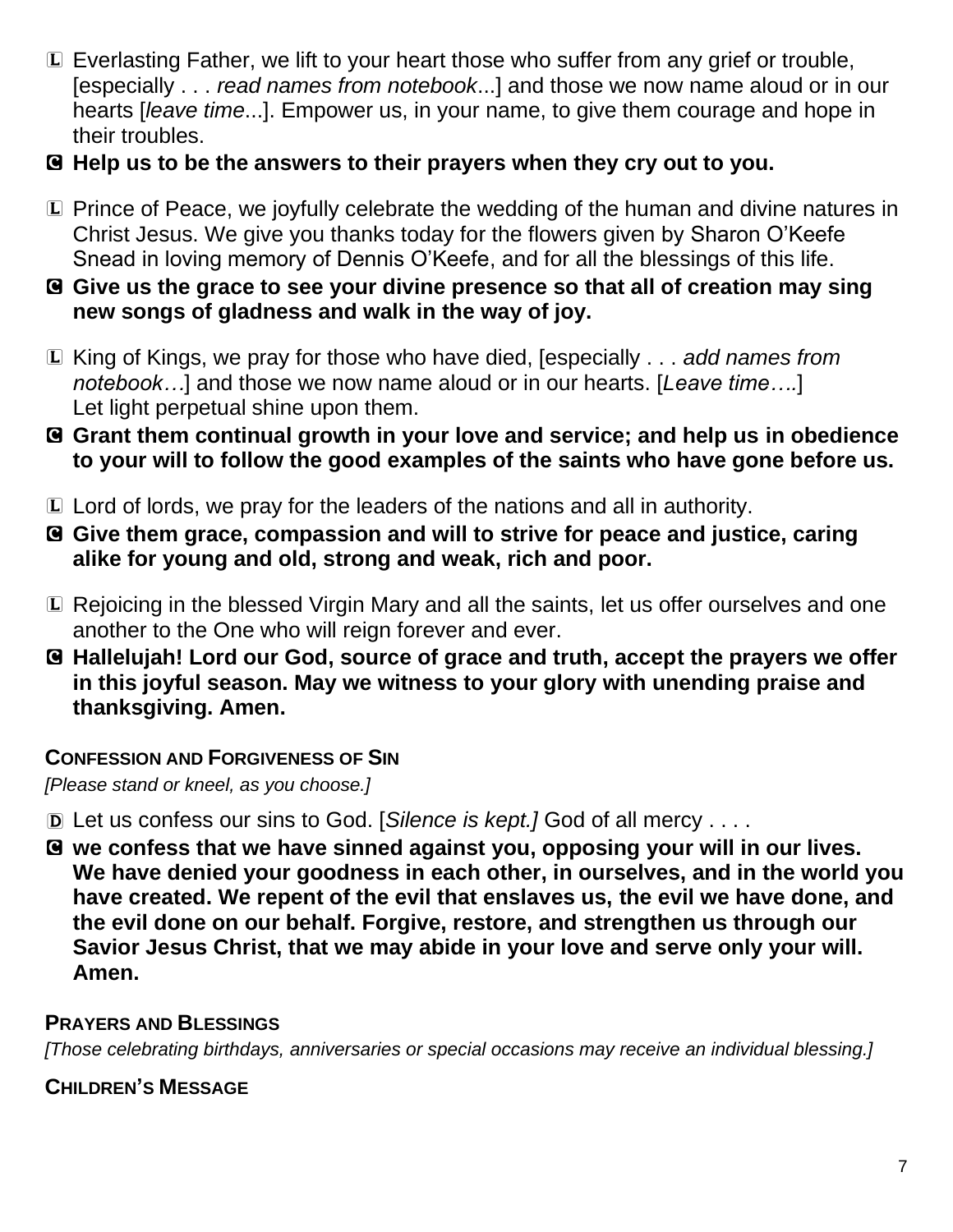L Everlasting Father, we lift to your heart those who suffer from any grief or trouble, [especially . . . *read names from notebook*...] and those we now name aloud or in our hearts [*leave time*...]. Empower us, in your name, to give them courage and hope in their troubles.

**C Help us to be the answers to their prayers when they cry out to you.**

L Prince of Peace, we joyfully celebrate the wedding of the human and divine natures in Christ Jesus. We give you thanks today for the flowers given by Sharon O'Keefe Snead in loving memory of Dennis O'Keefe, and for all the blessings of this life.

**C Give us the grace to see your divine presence so that all of creation may sing new songs of gladness and walk in the way of joy.**

L King of Kings, we pray for those who have died, [especially . . . *add names from notebook…*] and those we now name aloud or in our hearts. [*Leave time….*]
Let light perpetual shine upon them.

**C Grant them continual growth in your love and service; and help us in obedience to your will to follow the good examples of the saints who have gone before us.**

L Lord of lords, we pray for the leaders of the nations and all in authority.

**C Give them grace, compassion and will to strive for peace and justice, caring alike for young and old, strong and weak, rich and poor.**

L Rejoicing in the blessed Virgin Mary and all the saints, let us offer ourselves and one another to the One who will reign forever and ever.

**C Hallelujah! Lord our God, source of grace and truth, accept the prayers we offer in this joyful season. May we witness to your glory with unending praise and thanksgiving. Amen.**

**CONFESSION AND FORGIVENESS OF SIN**

*[Please stand or kneel, as you choose.]*

D Let us confess our sins to God. [*Silence is kept.]* God of all mercy . . . .

**C we confess that we have sinned against you, opposing your will in our lives. We have denied your goodness in each other, in ourselves, and in the world you have created. We repent of the evil that enslaves us, the evil we have done, and the evil done on our behalf. Forgive, restore, and strengthen us through our Savior Jesus Christ, that we may abide in your love and serve only your will. Amen.**

**PRAYERS AND BLESSINGS**

*[Those celebrating birthdays, anniversaries or special occasions may receive an individual blessing.]*

**CHILDREN'S MESSAGE**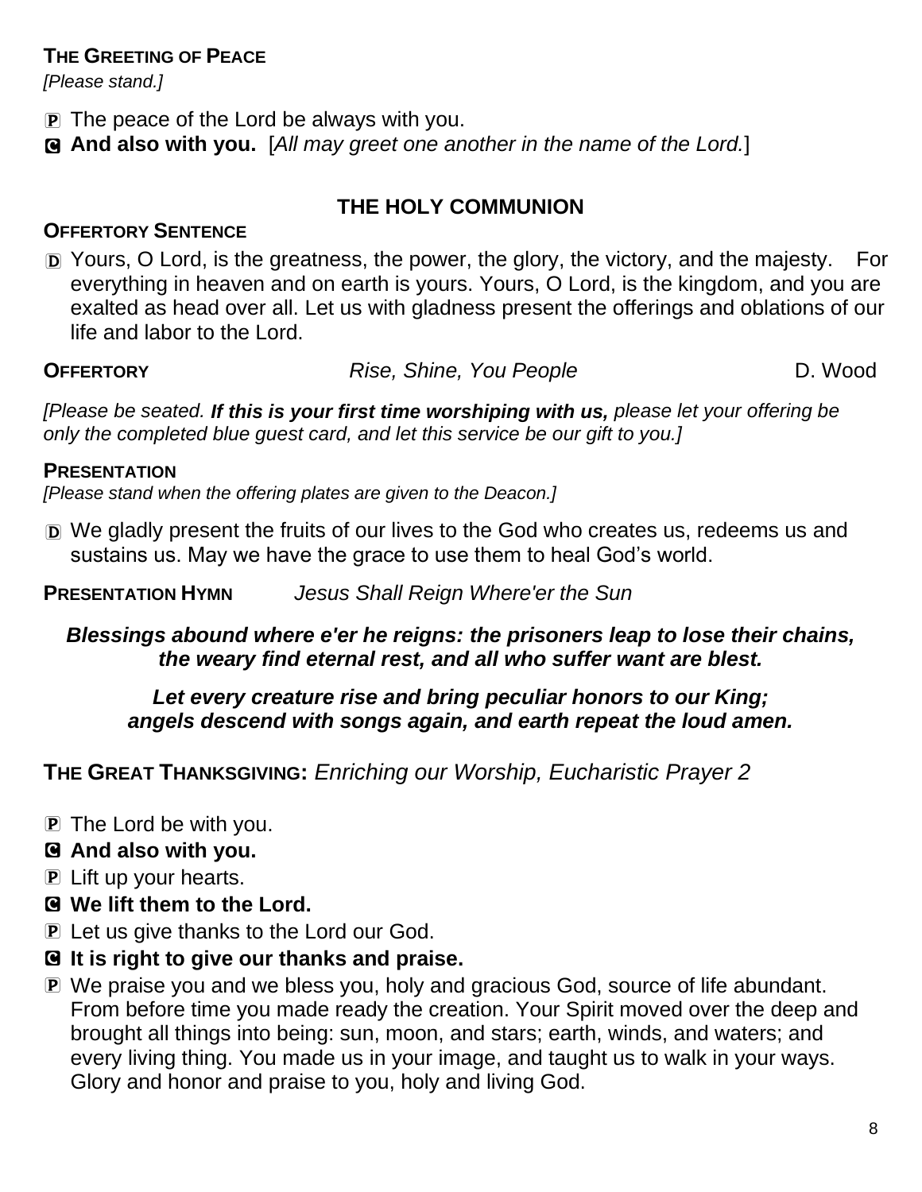**THE GREETING OF PEACE**

*[Please stand.]*

P The peace of the Lord be always with you.

C **And also with you.** [*All may greet one another in the name of the Lord.*]

## THE HOLY COMMUNION

**OFFERTORY SENTENCE**

D Yours, O Lord, is the greatness, the power, the glory, the victory, and the majesty. For everything in heaven and on earth is yours. Yours, O Lord, is the kingdom, and you are exalted as head over all. Let us with gladness present the offerings and oblations of our life and labor to the Lord.

**OFFERTORY** *Rise, Shine, You People* D. Wood

*[Please be seated.* ***If this is your first time worshiping with us,*** *please let your offering be only the completed blue guest card, and let this service be our gift to you.]*

**PRESENTATION**

*[Please stand when the offering plates are given to the Deacon.]*

D We gladly present the fruits of our lives to the God who creates us, redeems us and sustains us. May we have the grace to use them to heal God's world.

**PRESENTATION HYMN** *Jesus Shall Reign Where'er the Sun*

***Blessings abound where e'er he reigns: the prisoners leap to lose their chains, the weary find eternal rest, and all who suffer want are blest.***

***Let every creature rise and bring peculiar honors to our King; angels descend with songs again, and earth repeat the loud amen.***

**THE GREAT THANKSGIVING:** *Enriching our Worship, Eucharistic Prayer 2*

P The Lord be with you.

C **And also with you.**

P Lift up your hearts.

C **We lift them to the Lord.**

P Let us give thanks to the Lord our God.

C **It is right to give our thanks and praise.**

P We praise you and we bless you, holy and gracious God, source of life abundant. From before time you made ready the creation. Your Spirit moved over the deep and brought all things into being: sun, moon, and stars; earth, winds, and waters; and every living thing. You made us in your image, and taught us to walk in your ways. Glory and honor and praise to you, holy and living God.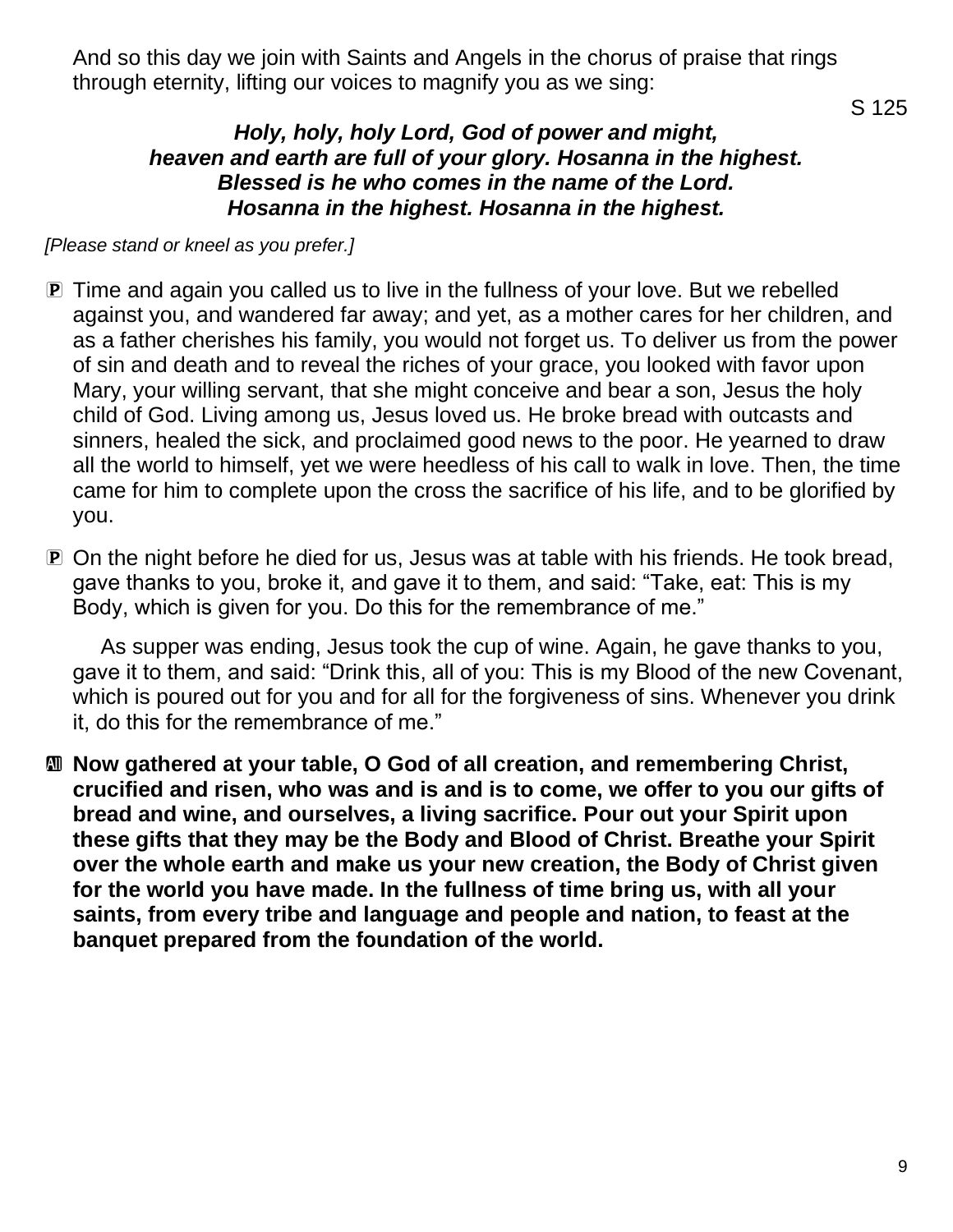And so this day we join with Saints and Angels in the chorus of praise that rings through eternity, lifting our voices to magnify you as we sing:

S 125

***Holy, holy, holy Lord, God of power and might,***
***heaven and earth are full of your glory. Hosanna in the highest.***
***Blessed is he who comes in the name of the Lord.***
***Hosanna in the highest. Hosanna in the highest.***

*[Please stand or kneel as you prefer.]*

P Time and again you called us to live in the fullness of your love. But we rebelled against you, and wandered far away; and yet, as a mother cares for her children, and as a father cherishes his family, you would not forget us. To deliver us from the power of sin and death and to reveal the riches of your grace, you looked with favor upon Mary, your willing servant, that she might conceive and bear a son, Jesus the holy child of God. Living among us, Jesus loved us. He broke bread with outcasts and sinners, healed the sick, and proclaimed good news to the poor. He yearned to draw all the world to himself, yet we were heedless of his call to walk in love. Then, the time came for him to complete upon the cross the sacrifice of his life, and to be glorified by you.

P On the night before he died for us, Jesus was at table with his friends. He took bread, gave thanks to you, broke it, and gave it to them, and said: "Take, eat: This is my Body, which is given for you. Do this for the remembrance of me."

As supper was ending, Jesus took the cup of wine. Again, he gave thanks to you, gave it to them, and said: "Drink this, all of you: This is my Blood of the new Covenant, which is poured out for you and for all for the forgiveness of sins. Whenever you drink it, do this for the remembrance of me."

**All Now gathered at your table, O God of all creation, and remembering Christ, crucified and risen, who was and is and is to come, we offer to you our gifts of bread and wine, and ourselves, a living sacrifice. Pour out your Spirit upon these gifts that they may be the Body and Blood of Christ. Breathe your Spirit over the whole earth and make us your new creation, the Body of Christ given for the world you have made. In the fullness of time bring us, with all your saints, from every tribe and language and people and nation, to feast at the banquet prepared from the foundation of the world.**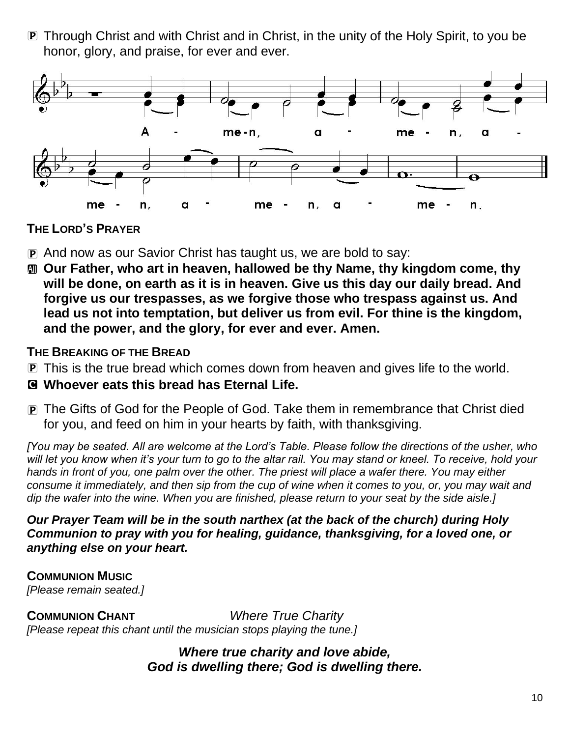P Through Christ and with Christ and in Christ, in the unity of the Holy Spirit, to you be honor, glory, and praise, for ever and ever.

A - me-n, a - me - n, a - me - n, a - me - n, a - me - n.

**THE LORD'S PRAYER**

P And now as our Savior Christ has taught us, we are bold to say:

All **Our Father, who art in heaven, hallowed be thy Name, thy kingdom come, thy will be done, on earth as it is in heaven. Give us this day our daily bread. And forgive us our trespasses, as we forgive those who trespass against us. And lead us not into temptation, but deliver us from evil. For thine is the kingdom, and the power, and the glory, for ever and ever. Amen.**

**THE BREAKING OF THE BREAD**

P This is the true bread which comes down from heaven and gives life to the world.

C **Whoever eats this bread has Eternal Life.**

P The Gifts of God for the People of God. Take them in remembrance that Christ died for you, and feed on him in your hearts by faith, with thanksgiving.

*[You may be seated. All are welcome at the Lord's Table. Please follow the directions of the usher, who will let you know when it's your turn to go to the altar rail. You may stand or kneel. To receive, hold your hands in front of you, one palm over the other. The priest will place a wafer there. You may either consume it immediately, and then sip from the cup of wine when it comes to you, or, you may wait and dip the wafer into the wine. When you are finished, please return to your seat by the side aisle.]*

***Our Prayer Team will be in the south narthex (at the back of the church) during Holy Communion to pray with you for healing, guidance, thanksgiving, for a loved one, or anything else on your heart.***

**COMMUNION MUSIC**
*[Please remain seated.]*

**COMMUNION CHANT** *Where True Charity*
*[Please repeat this chant until the musician stops playing the tune.]*

***Where true charity and love abide,***
***God is dwelling there; God is dwelling there.***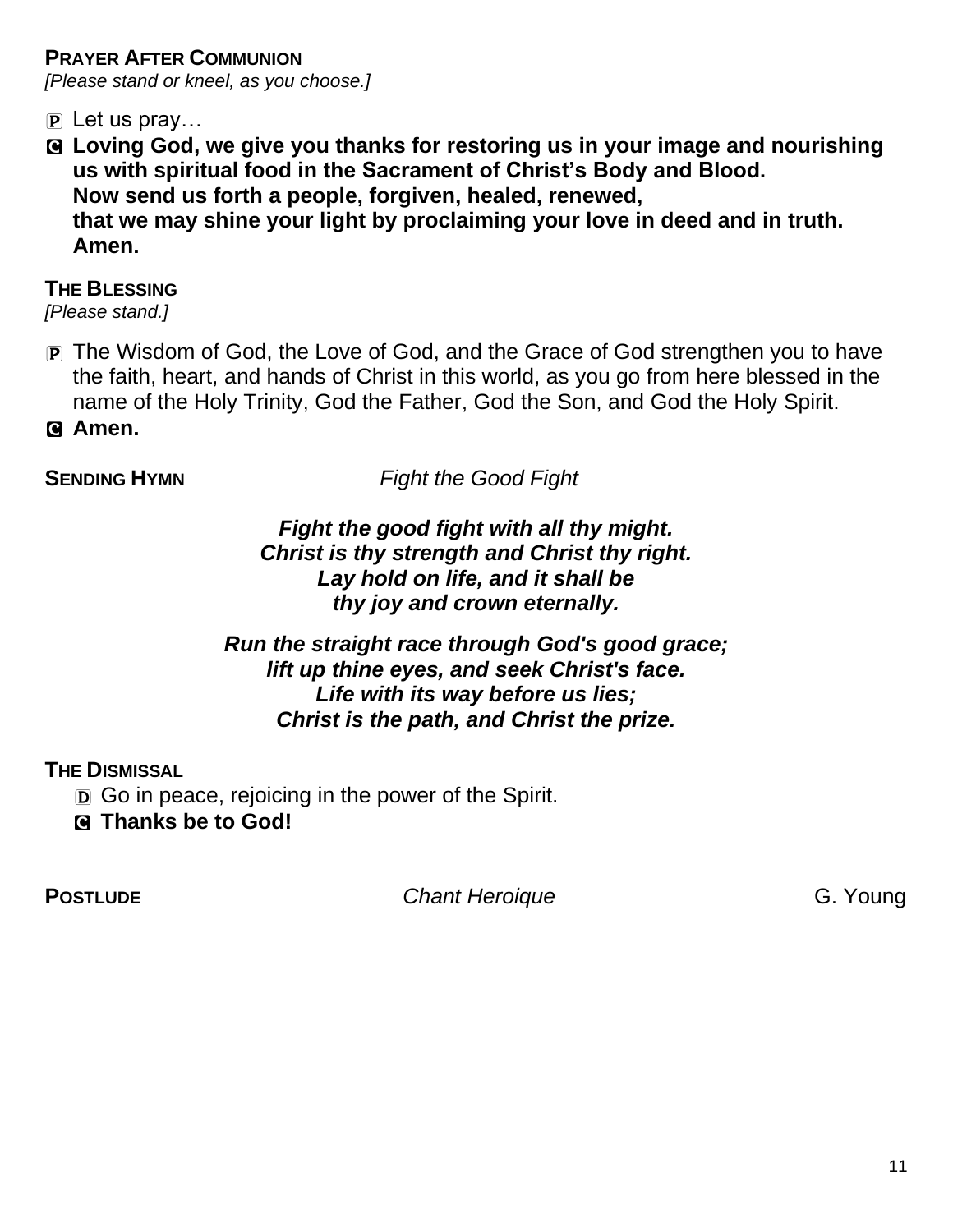**PRAYER AFTER COMMUNION**
*[Please stand or kneel, as you choose.]*

P Let us pray…

C **Loving God, we give you thanks for restoring us in your image and nourishing us with spiritual food in the Sacrament of Christ's Body and Blood.**
**Now send us forth a people, forgiven, healed, renewed,**
**that we may shine your light by proclaiming your love in deed and in truth.**
**Amen.**

**THE BLESSING**
*[Please stand.]*

P The Wisdom of God, the Love of God, and the Grace of God strengthen you to have the faith, heart, and hands of Christ in this world, as you go from here blessed in the name of the Holy Trinity, God the Father, God the Son, and God the Holy Spirit.

C **Amen.**

**SENDING HYMN** *Fight the Good Fight*

***Fight the good fight with all thy might.***
***Christ is thy strength and Christ thy right.***
***Lay hold on life, and it shall be***
***thy joy and crown eternally.***

***Run the straight race through God's good grace;***
***lift up thine eyes, and seek Christ's face.***
***Life with its way before us lies;***
***Christ is the path, and Christ the prize.***

**THE DISMISSAL**

D Go in peace, rejoicing in the power of the Spirit.

C **Thanks be to God!**

**POSTLUDE** *Chant Heroique* G. Young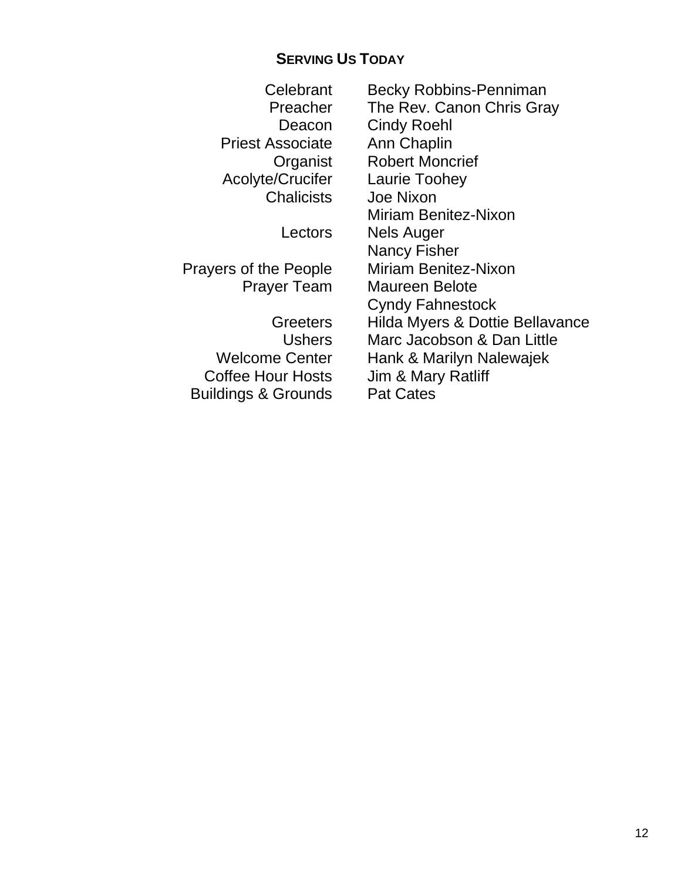## SERVING US TODAY

| | |
|---|---|
| Celebrant | Becky Robbins-Penniman |
| Preacher | The Rev. Canon Chris Gray |
| Deacon | Cindy Roehl |
| Priest Associate | Ann Chaplin |
| Organist | Robert Moncrief |
| Acolyte/Crucifer | Laurie Toohey |
| Chalicists | Joe Nixon |
| | Miriam Benitez-Nixon |
| Lectors | Nels Auger |
| | Nancy Fisher |
| Prayers of the People | Miriam Benitez-Nixon |
| Prayer Team | Maureen Belote |
| | Cyndy Fahnestock |
| Greeters | Hilda Myers & Dottie Bellavance |
| Ushers | Marc Jacobson & Dan Little |
| Welcome Center | Hank & Marilyn Nalewajek |
| Coffee Hour Hosts | Jim & Mary Ratliff |
| Buildings & Grounds | Pat Cates |